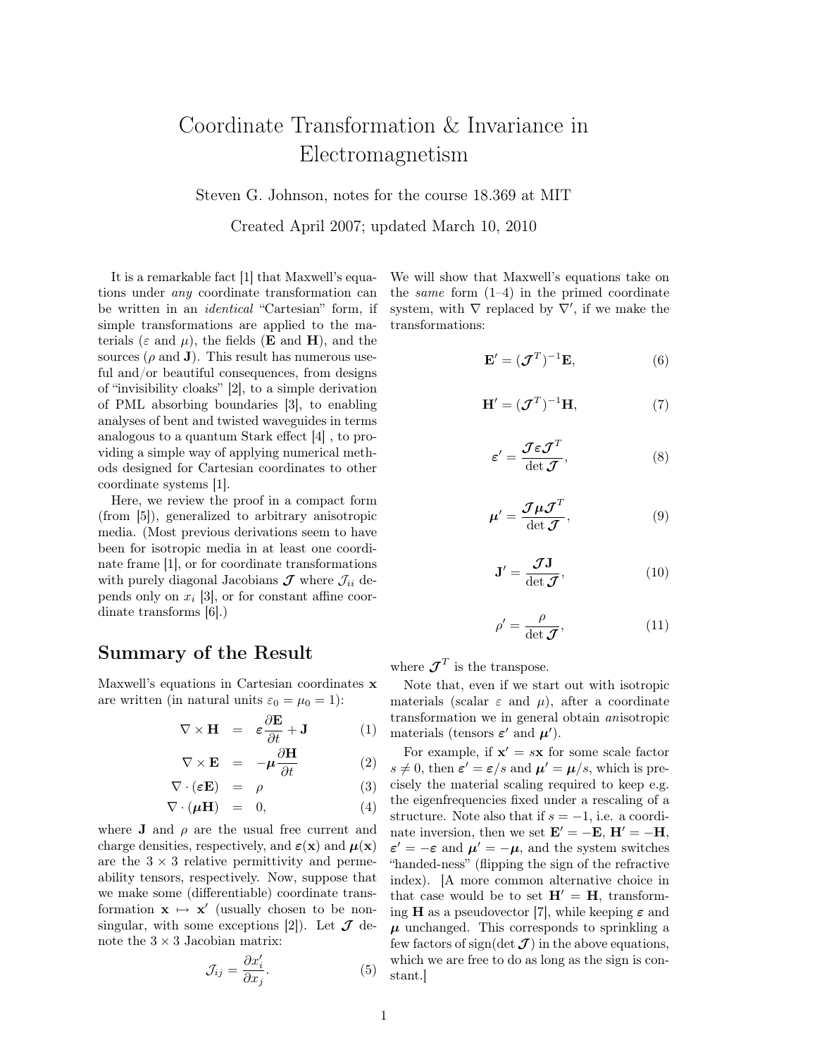# Coordinate Transformation & Invariance in Electromagnetism

Steven G. Johnson, notes for the course 18.369 at MIT

Created April 2007; updated March 10, 2010

It is a remarkable fact [1] that Maxwell's equations under *any* coordinate transformation can be written in an *identical* "Cartesian" form, if simple transformations are applied to the materials ($\varepsilon$ and $\mu$), the fields ($\mathbf{E}$ and $\mathbf{H}$), and the sources ($\rho$ and $\mathbf{J}$). This result has numerous useful and/or beautiful consequences, from designs of "invisibility cloaks" [2], to a simple derivation of PML absorbing boundaries [3], to enabling analyses of bent and twisted waveguides in terms analogous to a quantum Stark effect [4] , to providing a simple way of applying numerical methods designed for Cartesian coordinates to other coordinate systems [1].

Here, we review the proof in a compact form (from [5]), generalized to arbitrary anisotropic media. (Most previous derivations seem to have been for isotropic media in at least one coordinate frame [1], or for coordinate transformations with purely diagonal Jacobians $\boldsymbol{\mathcal{J}}$ where $\mathcal{J}_{ii}$ depends only on $x_i$ [3], or for constant affine coordinate transforms [6].)

## Summary of the Result

Maxwell's equations in Cartesian coordinates $\mathbf{x}$ are written (in natural units $\varepsilon_0 = \mu_0 = 1$):

$$\nabla \times \mathbf{H} = \boldsymbol{\varepsilon} \frac{\partial \mathbf{E}}{\partial t} + \mathbf{J} \tag{1}$$

$$\nabla \times \mathbf{E} = -\boldsymbol{\mu} \frac{\partial \mathbf{H}}{\partial t} \tag{2}$$

$$\nabla \cdot (\boldsymbol{\varepsilon} \mathbf{E}) = \rho \tag{3}$$

$$\nabla \cdot (\boldsymbol{\mu} \mathbf{H}) = 0, \tag{4}$$

where $\mathbf{J}$ and $\rho$ are the usual free current and charge densities, respectively, and $\boldsymbol{\varepsilon}(\mathbf{x})$ and $\boldsymbol{\mu}(\mathbf{x})$ are the $3 \times 3$ relative permittivity and permeability tensors, respectively. Now, suppose that we make some (differentiable) coordinate transformation $\mathbf{x} \mapsto \mathbf{x}'$ (usually chosen to be non-singular, with some exceptions [2]). Let $\boldsymbol{\mathcal{J}}$ denote the $3 \times 3$ Jacobian matrix:

$$\mathcal{J}_{ij} = \frac{\partial x'_i}{\partial x_j}. \tag{5}$$

We will show that Maxwell's equations take on the *same* form (1–4) in the primed coordinate system, with $\nabla$ replaced by $\nabla'$, if we make the transformations:

$$\mathbf{E}' = (\boldsymbol{\mathcal{J}}^T)^{-1} \mathbf{E}, \tag{6}$$

$$\mathbf{H}' = (\boldsymbol{\mathcal{J}}^T)^{-1} \mathbf{H}, \tag{7}$$

$$\boldsymbol{\varepsilon}' = \frac{\boldsymbol{\mathcal{J}} \boldsymbol{\varepsilon} \boldsymbol{\mathcal{J}}^T}{\det \boldsymbol{\mathcal{J}}}, \tag{8}$$

$$\boldsymbol{\mu}' = \frac{\boldsymbol{\mathcal{J}} \boldsymbol{\mu} \boldsymbol{\mathcal{J}}^T}{\det \boldsymbol{\mathcal{J}}}, \tag{9}$$

$$\mathbf{J}' = \frac{\boldsymbol{\mathcal{J}} \mathbf{J}}{\det \boldsymbol{\mathcal{J}}}, \tag{10}$$

$$\rho' = \frac{\rho}{\det \boldsymbol{\mathcal{J}}}, \tag{11}$$

where $\boldsymbol{\mathcal{J}}^T$ is the transpose.

Note that, even if we start out with isotropic materials (scalar $\varepsilon$ and $\mu$), after a coordinate transformation we in general obtain *an*isotropic materials (tensors $\boldsymbol{\varepsilon}'$ and $\boldsymbol{\mu}'$).

For example, if $\mathbf{x}' = s\mathbf{x}$ for some scale factor $s \neq 0$, then $\boldsymbol{\varepsilon}' = \boldsymbol{\varepsilon}/s$ and $\boldsymbol{\mu}' = \boldsymbol{\mu}/s$, which is precisely the material scaling required to keep e.g. the eigenfrequencies fixed under a rescaling of a structure. Note also that if $s = -1$, i.e. a coordinate inversion, then we set $\mathbf{E}' = -\mathbf{E}$, $\mathbf{H}' = -\mathbf{H}$, $\boldsymbol{\varepsilon}' = -\boldsymbol{\varepsilon}$ and $\boldsymbol{\mu}' = -\boldsymbol{\mu}$, and the system switches "handed-ness" (flipping the sign of the refractive index). [A more common alternative choice in that case would be to set $\mathbf{H}' = \mathbf{H}$, transforming $\mathbf{H}$ as a pseudovector [7], while keeping $\boldsymbol{\varepsilon}$ and $\boldsymbol{\mu}$ unchanged. This corresponds to sprinkling a few factors of sign$(\det \boldsymbol{\mathcal{J}})$ in the above equations, which we are free to do as long as the sign is constant.]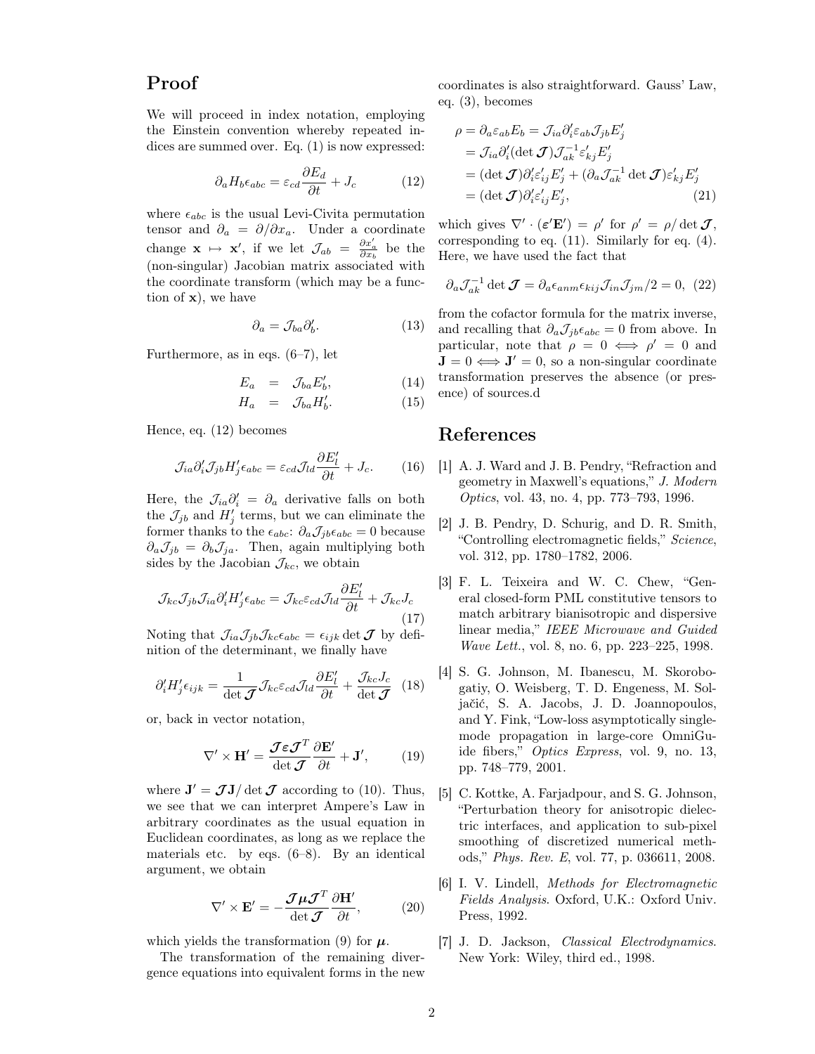## Proof

We will proceed in index notation, employing the Einstein convention whereby repeated indices are summed over. Eq. (1) is now expressed:

$$\partial_a H_b \epsilon_{abc} = \varepsilon_{cd} \frac{\partial E_d}{\partial t} + J_c \tag{12}$$

where $\epsilon_{abc}$ is the usual Levi-Civita permutation tensor and $\partial_a = \partial/\partial x_a$. Under a coordinate change $\mathbf{x} \mapsto \mathbf{x}'$, if we let $\mathcal{J}_{ab} = \frac{\partial x'_a}{\partial x_b}$ be the (non-singular) Jacobian matrix associated with the coordinate transform (which may be a function of $\mathbf{x}$), we have

$$\partial_a = \mathcal{J}_{ba} \partial'_b. \tag{13}$$

Furthermore, as in eqs. (6–7), let

$$E_a = \mathcal{J}_{ba} E'_b, \tag{14}$$

$$H_a = \mathcal{J}_{ba} H'_b. \tag{15}$$

Hence, eq. (12) becomes

$$\mathcal{J}_{ia} \partial'_i \mathcal{J}_{jb} H'_j \epsilon_{abc} = \varepsilon_{cd} \mathcal{J}_{ld} \frac{\partial E'_l}{\partial t} + J_c. \tag{16}$$

Here, the $\mathcal{J}_{ia}\partial'_i = \partial_a$ derivative falls on both the $\mathcal{J}_{jb}$ and $H'_j$ terms, but we can eliminate the former thanks to the $\epsilon_{abc}$: $\partial_a \mathcal{J}_{jb} \epsilon_{abc} = 0$ because $\partial_a \mathcal{J}_{jb} = \partial_b \mathcal{J}_{ja}$. Then, again multiplying both sides by the Jacobian $\mathcal{J}_{kc}$, we obtain

$$\mathcal{J}_{kc} \mathcal{J}_{jb} \mathcal{J}_{ia} \partial'_i H'_j \epsilon_{abc} = \mathcal{J}_{kc} \varepsilon_{cd} \mathcal{J}_{ld} \frac{\partial E'_l}{\partial t} + \mathcal{J}_{kc} J_c \tag{17}$$

Noting that $\mathcal{J}_{ia}\mathcal{J}_{jb}\mathcal{J}_{kc}\epsilon_{abc} = \epsilon_{ijk} \det \boldsymbol{\mathcal{J}}$ by definition of the determinant, we finally have

$$\partial'_i H'_j \epsilon_{ijk} = \frac{1}{\det \boldsymbol{\mathcal{J}}} \mathcal{J}_{kc} \varepsilon_{cd} \mathcal{J}_{ld} \frac{\partial E'_l}{\partial t} + \frac{\mathcal{J}_{kc} J_c}{\det \boldsymbol{\mathcal{J}}} \tag{18}$$

or, back in vector notation,

$$\nabla' \times \mathbf{H}' = \frac{\boldsymbol{\mathcal{J}} \boldsymbol{\varepsilon} \boldsymbol{\mathcal{J}}^T}{\det \boldsymbol{\mathcal{J}}} \frac{\partial \mathbf{E}'}{\partial t} + \mathbf{J}', \tag{19}$$

where $\mathbf{J}' = \boldsymbol{\mathcal{J}}\mathbf{J}/\det \boldsymbol{\mathcal{J}}$ according to (10). Thus, we see that we can interpret Ampere's Law in arbitrary coordinates as the usual equation in Euclidean coordinates, as long as we replace the materials etc. by eqs. (6–8). By an identical argument, we obtain

$$\nabla' \times \mathbf{E}' = -\frac{\boldsymbol{\mathcal{J}} \boldsymbol{\mu} \boldsymbol{\mathcal{J}}^T}{\det \boldsymbol{\mathcal{J}}} \frac{\partial \mathbf{H}'}{\partial t}, \tag{20}$$

which yields the transformation (9) for $\boldsymbol{\mu}$.

The transformation of the remaining divergence equations into equivalent forms in the new coordinates is also straightforward. Gauss' Law, eq. (3), becomes

$$\begin{aligned}
\rho = \partial_a \varepsilon_{ab} E_b &= \mathcal{J}_{ia} \partial'_i \varepsilon_{ab} \mathcal{J}_{jb} E'_j \\
&= \mathcal{J}_{ia} \partial'_i (\det \boldsymbol{\mathcal{J}}) \mathcal{J}^{-1}_{ak} \varepsilon'_{kj} E'_j \\
&= (\det \boldsymbol{\mathcal{J}}) \partial'_i \varepsilon'_{ij} E'_j + (\partial_a \mathcal{J}^{-1}_{ak} \det \boldsymbol{\mathcal{J}}) \varepsilon'_{kj} E'_j \\
&= (\det \boldsymbol{\mathcal{J}}) \partial'_i \varepsilon'_{ij} E'_j,
\end{aligned} \tag{21}$$

which gives $\nabla' \cdot (\boldsymbol{\varepsilon}' \mathbf{E}') = \rho'$ for $\rho' = \rho/\det \boldsymbol{\mathcal{J}}$, corresponding to eq. (11). Similarly for eq. (4). Here, we have used the fact that

$$\partial_a \mathcal{J}^{-1}_{ak} \det \boldsymbol{\mathcal{J}} = \partial_a \epsilon_{anm} \epsilon_{kij} \mathcal{J}_{in} \mathcal{J}_{jm}/2 = 0, \tag{22}$$

from the cofactor formula for the matrix inverse, and recalling that $\partial_a \mathcal{J}_{jb} \epsilon_{abc} = 0$ from above. In particular, note that $\rho = 0 \iff \rho' = 0$ and $\mathbf{J} = 0 \iff \mathbf{J}' = 0$, so a non-singular coordinate transformation preserves the absence (or presence) of sources.d

## References

[1] A. J. Ward and J. B. Pendry, "Refraction and geometry in Maxwell's equations," *J. Modern Optics*, vol. 43, no. 4, pp. 773–793, 1996.

[2] J. B. Pendry, D. Schurig, and D. R. Smith, "Controlling electromagnetic fields," *Science*, vol. 312, pp. 1780–1782, 2006.

[3] F. L. Teixeira and W. C. Chew, "General closed-form PML constitutive tensors to match arbitrary bianisotropic and dispersive linear media," *IEEE Microwave and Guided Wave Lett.*, vol. 8, no. 6, pp. 223–225, 1998.

[4] S. G. Johnson, M. Ibanescu, M. Skorobogatiy, O. Weisberg, T. D. Engeness, M. Soljačić, S. A. Jacobs, J. D. Joannopoulos, and Y. Fink, "Low-loss asymptotically single-mode propagation in large-core OmniGuide fibers," *Optics Express*, vol. 9, no. 13, pp. 748–779, 2001.

[5] C. Kottke, A. Farjadpour, and S. G. Johnson, "Perturbation theory for anisotropic dielectric interfaces, and application to sub-pixel smoothing of discretized numerical methods," *Phys. Rev. E*, vol. 77, p. 036611, 2008.

[6] I. V. Lindell, *Methods for Electromagnetic Fields Analysis*. Oxford, U.K.: Oxford Univ. Press, 1992.

[7] J. D. Jackson, *Classical Electrodynamics*. New York: Wiley, third ed., 1998.